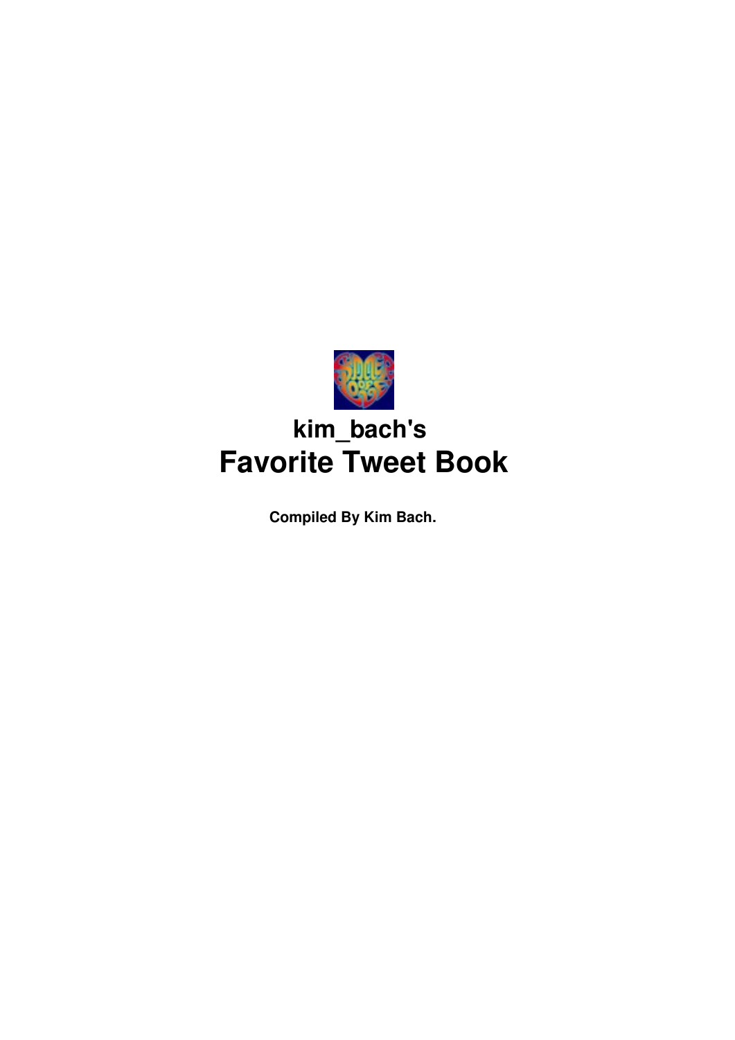# kim_bach's
# Favorite Tweet Book

**Compiled By Kim Bach.**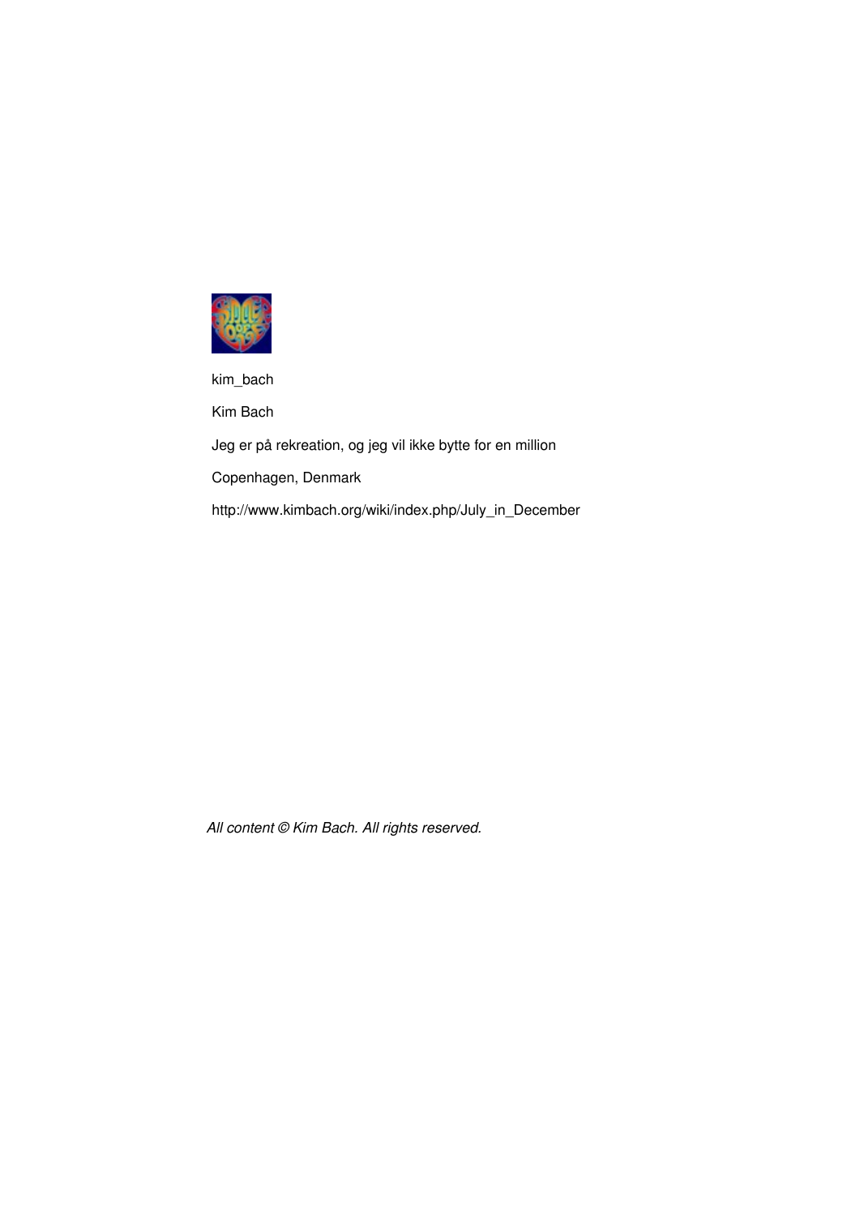kim_bach

Kim Bach

Jeg er på rekreation, og jeg vil ikke bytte for en million

Copenhagen, Denmark

http://www.kimbach.org/wiki/index.php/July_in_December

*All content © Kim Bach. All rights reserved.*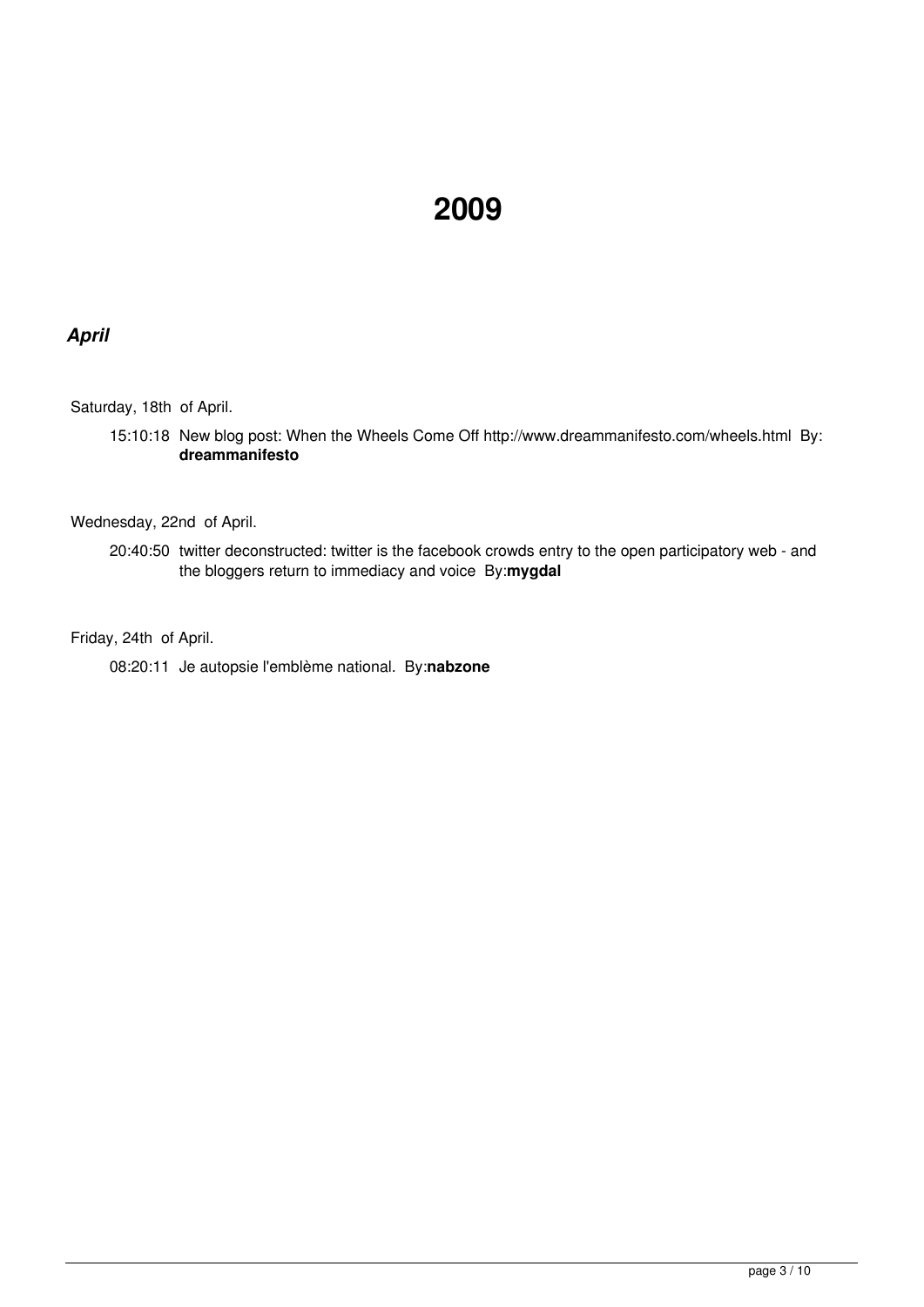# 2009

## *April*

Saturday, 18th of April.

15:10:18 New blog post: When the Wheels Come Off http://www.dreammanifesto.com/wheels.html By: **dreammanifesto**

Wednesday, 22nd of April.

20:40:50 twitter deconstructed: twitter is the facebook crowds entry to the open participatory web - and the bloggers return to immediacy and voice By:**mygdal**

Friday, 24th of April.

08:20:11 Je autopsie l'emblème national. By:**nabzone**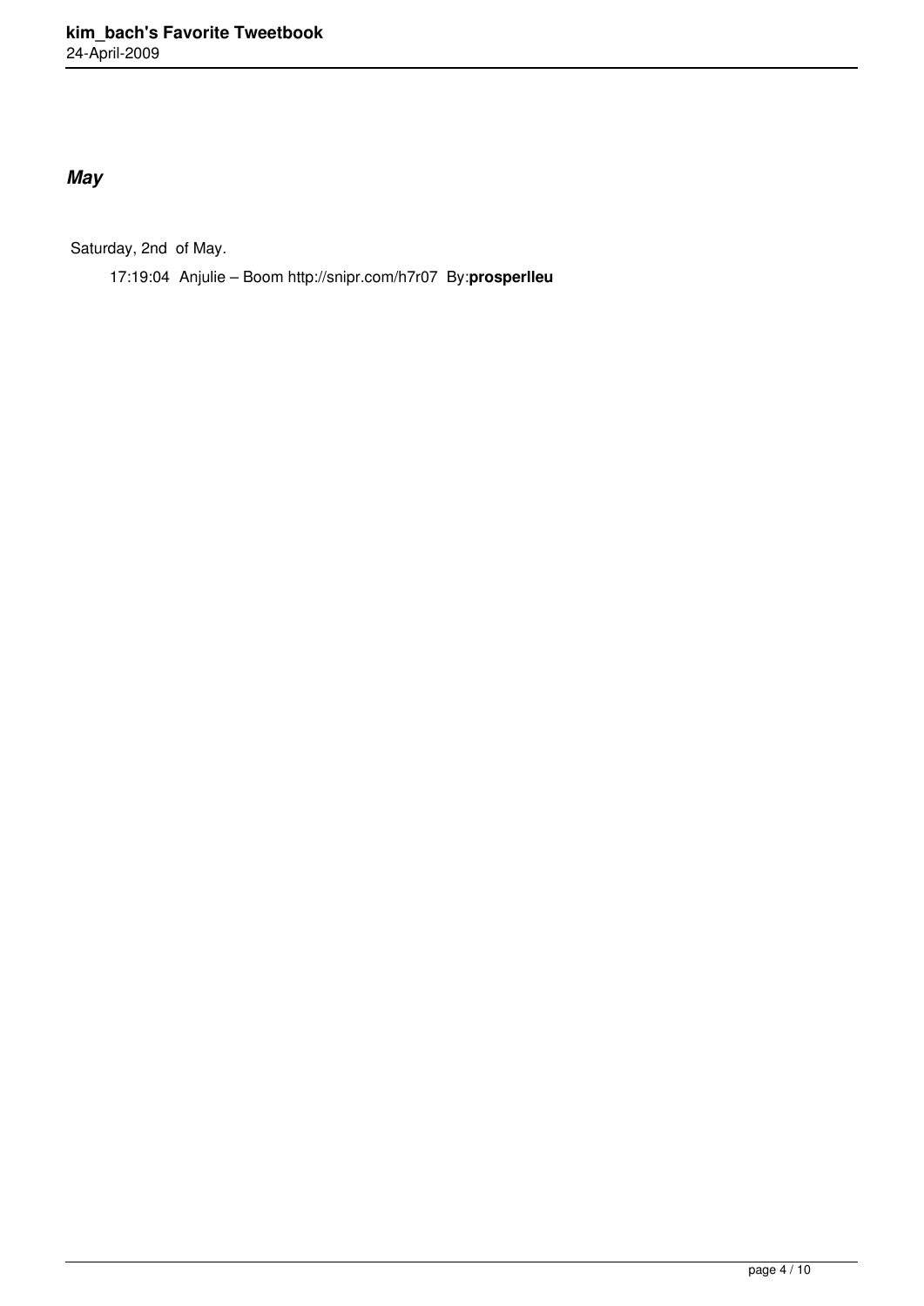## *May*

Saturday, 2nd of May.

17:19:04 Anjulie – Boom http://snipr.com/h7r07 By:**prosperlleu**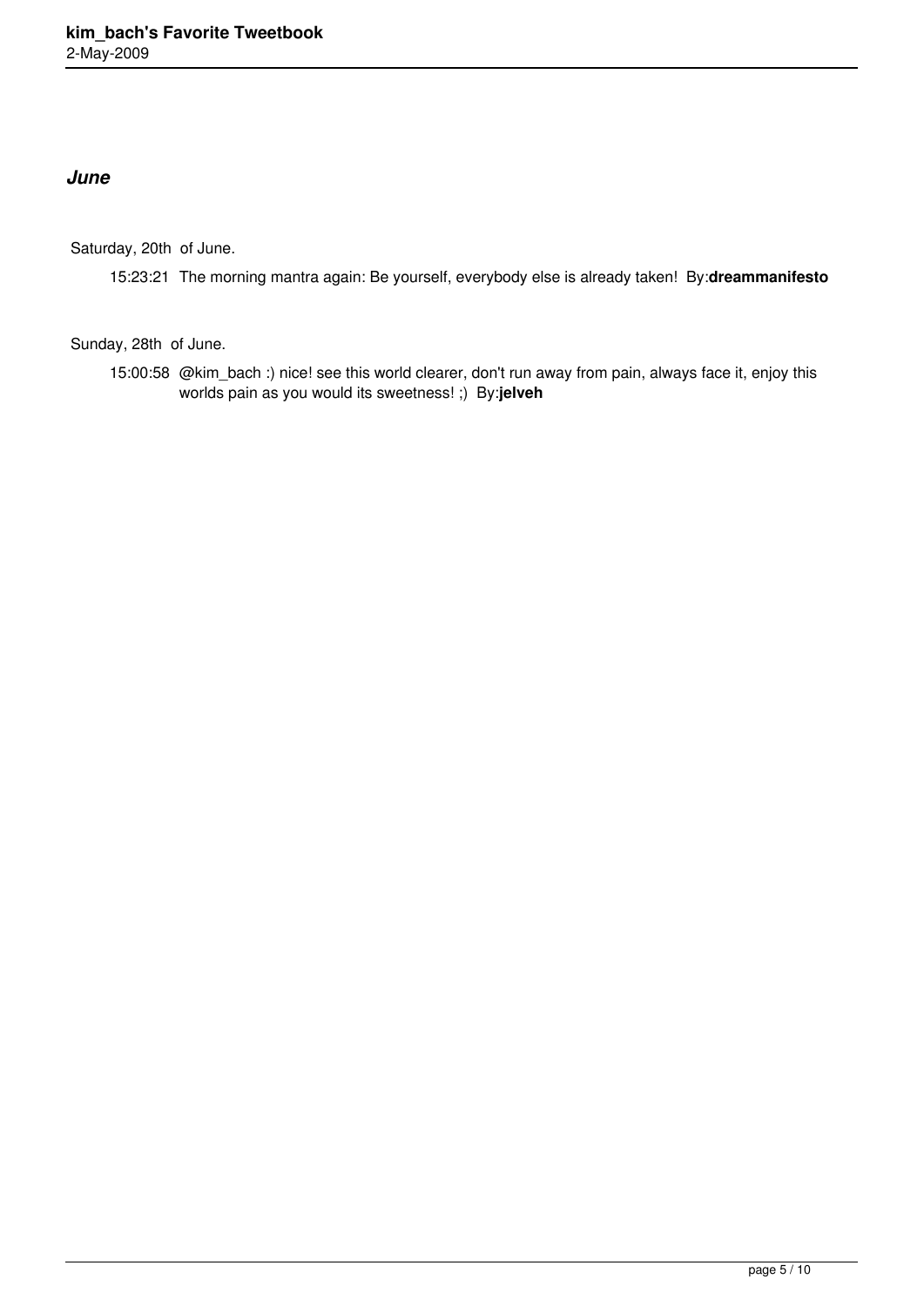## *June*

Saturday, 20th of June.

15:23:21 The morning mantra again: Be yourself, everybody else is already taken! By:**dreammanifesto**

Sunday, 28th of June.

15:00:58 @kim_bach :) nice! see this world clearer, don't run away from pain, always face it, enjoy this worlds pain as you would its sweetness! ;) By:**jelveh**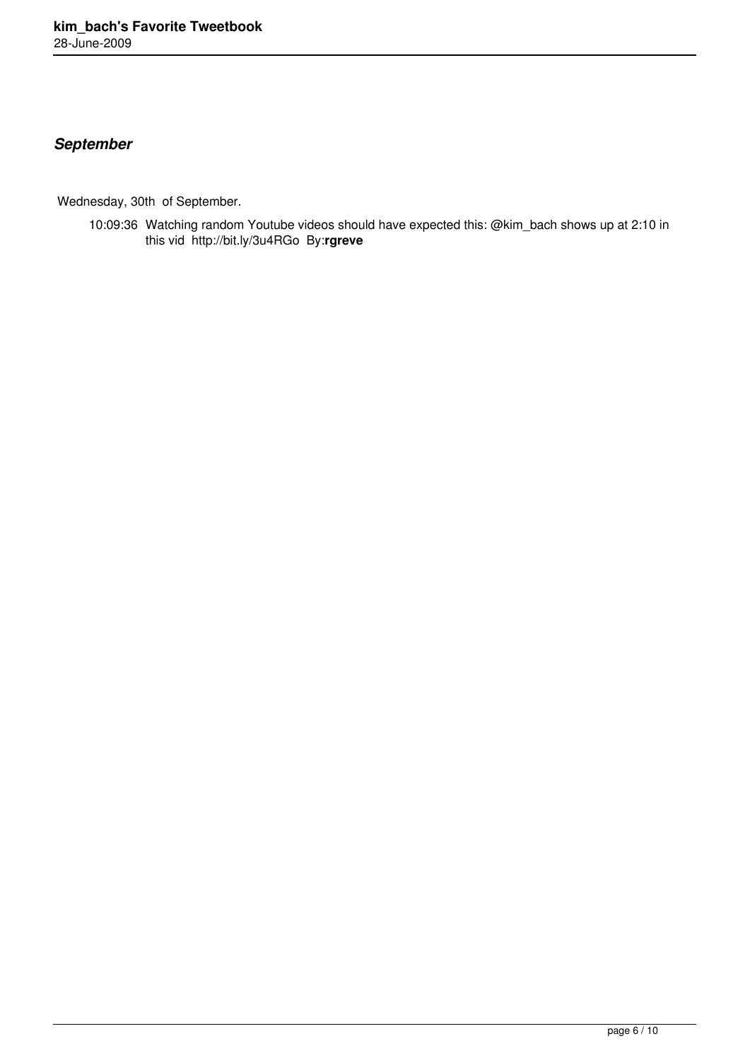## *September*

Wednesday, 30th of September.

10:09:36 Watching random Youtube videos should have expected this: @kim_bach shows up at 2:10 in this vid http://bit.ly/3u4RGo By:**rgreve**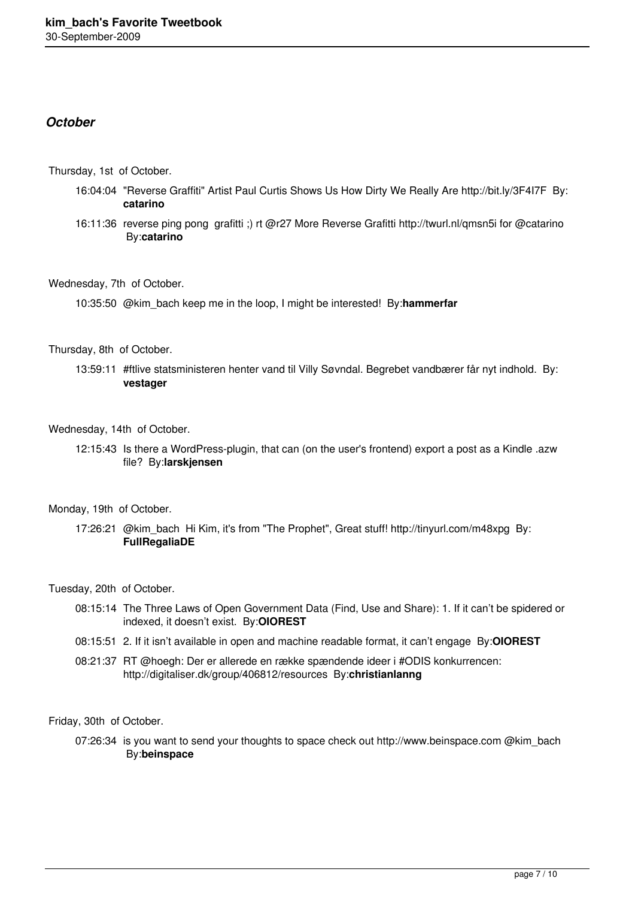## *October*

Thursday, 1st of October.

- 16:04:04 "Reverse Graffiti" Artist Paul Curtis Shows Us How Dirty We Really Are http://bit.ly/3F4I7F By: **catarino**
- 16:11:36 reverse ping pong grafitti ;) rt @r27 More Reverse Grafitti http://twurl.nl/qmsn5i for @catarino By:**catarino**

Wednesday, 7th of October.

- 10:35:50 @kim_bach keep me in the loop, I might be interested! By:**hammerfar**

Thursday, 8th of October.

- 13:59:11 #ftlive statsministeren henter vand til Villy Søvndal. Begrebet vandbærer får nyt indhold. By: **vestager**

Wednesday, 14th of October.

- 12:15:43 Is there a WordPress-plugin, that can (on the user's frontend) export a post as a Kindle .azw file? By:**larskjensen**

Monday, 19th of October.

- 17:26:21 @kim_bach Hi Kim, it's from "The Prophet", Great stuff! http://tinyurl.com/m48xpg By: **FullRegaliaDE**

Tuesday, 20th of October.

- 08:15:14 The Three Laws of Open Government Data (Find, Use and Share): 1. If it can't be spidered or indexed, it doesn't exist. By:**OIOREST**
- 08:15:51 2. If it isn't available in open and machine readable format, it can't engage By:**OIOREST**
- 08:21:37 RT @hoegh: Der er allerede en række spændende ideer i #ODIS konkurrencen: http://digitaliser.dk/group/406812/resources By:**christianlanng**

Friday, 30th of October.

- 07:26:34 is you want to send your thoughts to space check out http://www.beinspace.com @kim_bach By:**beinspace**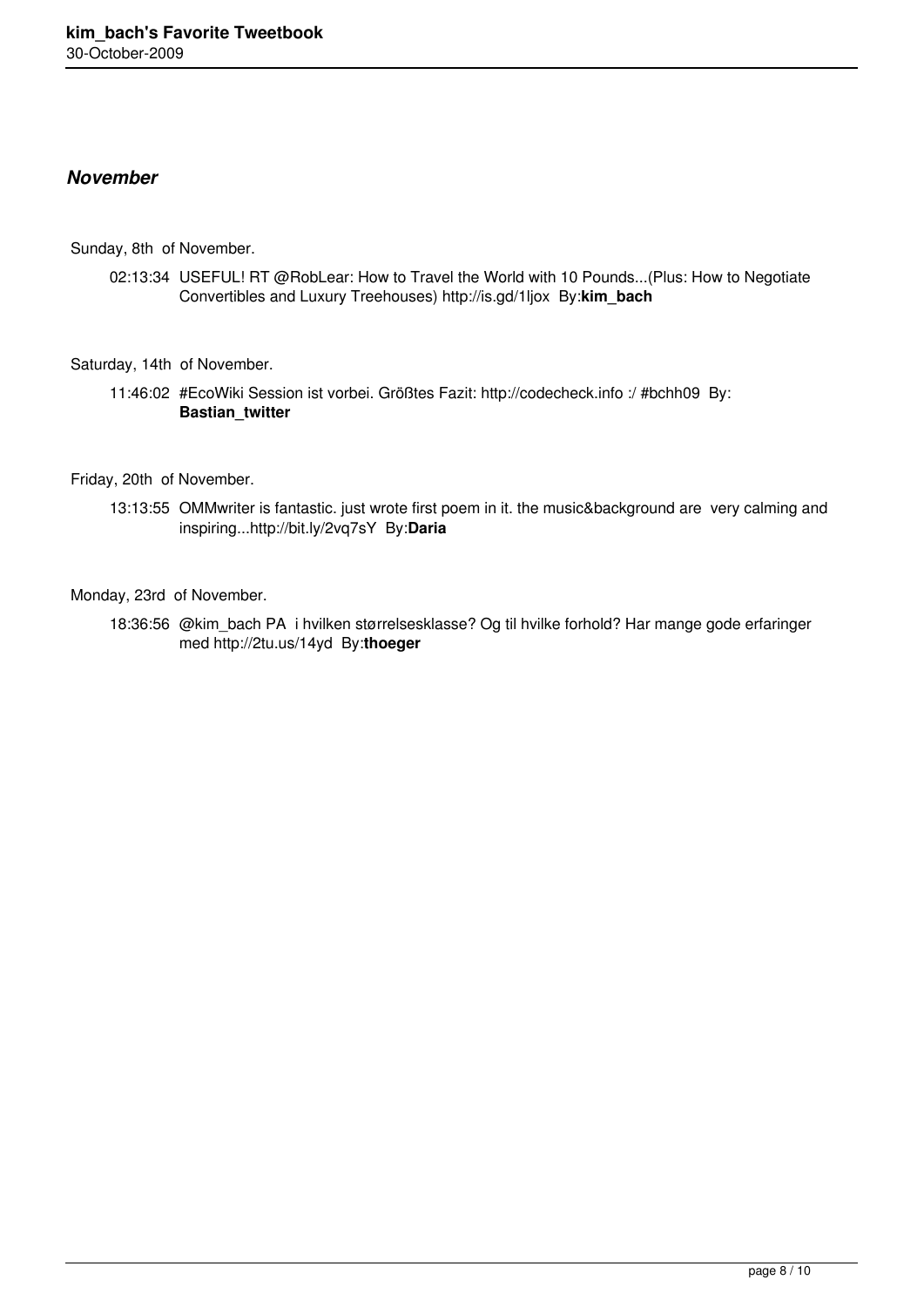## *November*

Sunday, 8th of November.

02:13:34 USEFUL! RT @RobLear: How to Travel the World with 10 Pounds...(Plus: How to Negotiate Convertibles and Luxury Treehouses) http://is.gd/1ljox By:**kim_bach**

Saturday, 14th of November.

11:46:02 #EcoWiki Session ist vorbei. Größtes Fazit: http://codecheck.info :/ #bchh09 By: **Bastian_twitter**

Friday, 20th of November.

13:13:55 OMMwriter is fantastic. just wrote first poem in it. the music&background are very calming and inspiring...http://bit.ly/2vq7sY By:**Daria**

Monday, 23rd of November.

18:36:56 @kim_bach PA i hvilken størrelsesklasse? Og til hvilke forhold? Har mange gode erfaringer med http://2tu.us/14yd By:**thoeger**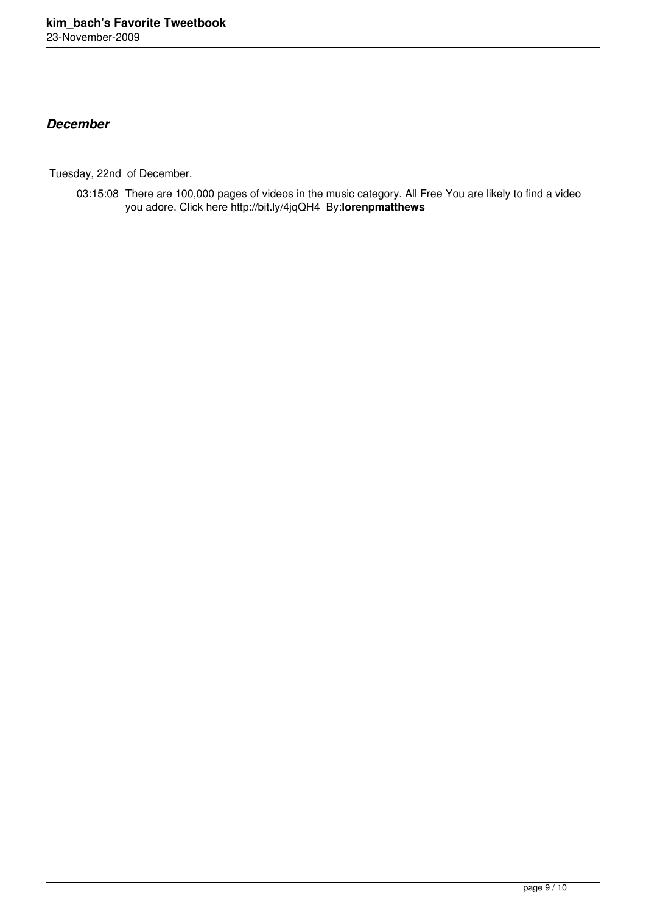## *December*

Tuesday, 22nd of December.

03:15:08 There are 100,000 pages of videos in the music category. All Free You are likely to find a video you adore. Click here http://bit.ly/4jqQH4 By:**lorenpmatthews**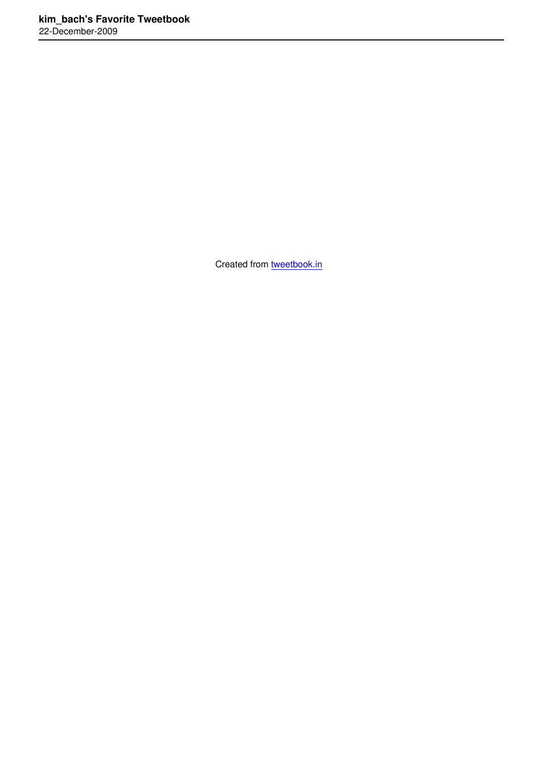Created from [tweetbook.in](tweetbook.in)